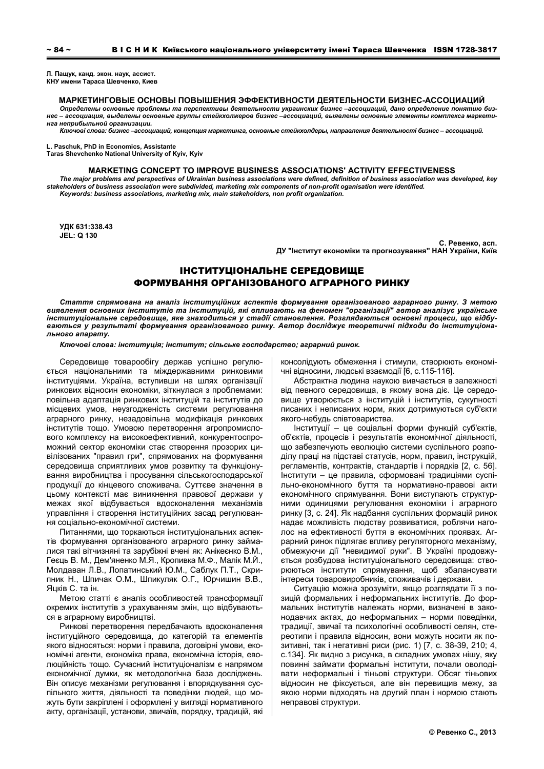Л. Пащук, канд. экон. наук, ассист.
КНУ имени Тараса Шевченко, Киев

## МАРКЕТИНГОВЫЕ ОСНОВЫ ПОВЫШЕНИЯ ЭФФЕКТИВНОСТИ ДЕЯТЕЛЬНОСТИ БИЗНЕС-АССОЦИАЦИЙ

*Определены основные проблемы та перспективы деятельности украинских бизнес –ассоциаций, дано определение понятию бизнес – ассоциация, выделены основные группы стейкхолжеров бизнес –ассоциаций, выявлены основные элементы комплекса маркетинга неприбыльной организации.*

*Ключові слова: бизнес –ассоциаций, концепция маркетинга, основные стейкхолдеры, направления деятельності бизнес – ассоциаций.*

L. Paschuk, PhD in Economics, Assistante
Taras Shevchenko National University of Kyiv, Kyiv

## MARKETING CONCEPT TO IMPROVE BUSINESS ASSOCIATIONS' ACTIVITY EFFECTIVENESS

*The major problems and perspectives of Ukrainian business associations were defined, definition of business association was developed, key stakeholders of business association were subdivided, marketing mix components of non-profit oganisation were identified.*

*Keywords: business associations, marketing mix, main stakeholders, non profit organization.*

УДК 631:338.43
JEL: Q 130

С. Ревенко, асп.
ДУ "Інститут економіки та прогнозування" НАН України, Київ

# ІНСТИТУЦІОНАЛЬНЕ СЕРЕДОВИЩЕ ФОРМУВАННЯ ОРГАНІЗОВАНОГО АГРАРНОГО РИНКУ

*Стаття спрямована на аналіз інституційних аспектів формування організованого аграрного ринку. З метою виявлення основних інститутів та інституцій, які впливають на феномен "організації" автор аналізує українське інституціональне середовище, яке знаходиться у стадії становлення. Розглядаються основні процеси, що відбуваються у результаті формування організованого ринку. Автор досліджує теоретичні підходи до інституціонального апарату.*

*Ключові слова: інституція; інститут; сільське господарство; аграрний ринок.*

Середовище товарообігу держав успішно регулюється національними та міждержавними ринковими інституціями. Україна, вступивши на шлях організації ринкових відносин економіки, зіткнулася з проблемами: повільна адаптація ринкових інституцій та інститутів до місцевих умов, неузгодженість системи регулювання аграрного ринку, незадовільна модифікація ринкових інститутів тощо. Умовою перетворення агропромислового комплексу на високоефективний, конкурентоспроможний сектор економіки стає створення прозорих цивілізованих "правил гри", спрямованих на формування середовища сприятливих умов розвитку та функціонування виробництва і просування сільськогосподарської продукції до кінцевого споживача. Суттєве значення в цьому контексті має виникнення правової держави у межах якої відбувається вдосконалення механізмів управління і створення інституційних засад регулювання соціально-економічної системи.

Питаннями, що торкаються інституціональних аспектів формування організованого аграрного ринку займалися такі вітчизняні та зарубіжні вчені як: Анікеєнко В.М., Геєць В. М., Дем'яненко М.Я., Кропивка М.Ф., Малік М.Й., Молдаван Л.В., Лопатинський Ю.М., Саблук П.Т., Скрипник Н., Шпичак О.М., Шпикуляк О.Г., Юрчишин В.В., Яцків С. та ін.

Метою статті є аналіз особливостей трансформації окремих інститутів з урахуванням змін, що відбуваються в аграрному виробництві.

Ринкові перетворення передбачають вдосконалення інституційного середовища, до категорій та елементів якого відносяться: норми і правила, договірні умови, економічні агенти, економіка права, економічна історія, еволюційність тощо. Сучасний інституціоналізм є напрямом економічної думки, як методологічна база досліджень. Він описує механізми регулювання і впорядкування суспільного життя, діяльності та поведінки людей, що можуть бути закріплені і оформлені у вигляді нормативного акту, організації, установи, звичаїв, порядку, традицій, які консолідують обмеження і стимули, створюють економічні відносини, людські взаємодії [6, с.115-116].

Абстрактна людина наукою вивчається в залежності від певного середовища, в якому вона діє. Це середовище утворюється з інституцій і інститутів, сукупності писаних і неписаних норм, яких дотримуються суб'єкти якого-небудь співтовариства.

Інституції – це соціальні форми функцій суб'єктів, об'єктів, процесів і результатів економічної діяльності, що забезпечують еволюцію системи суспільного розподілу праці на підставі статусів, норм, правил, інструкцій, регламентів, контрактів, стандартів і порядків [2, с. 56]. Інститути – це правила, сформовані традиціями суспільно-економічного буття та нормативно-правові акти економічного спрямування. Вони виступають структурними одиницями регулювання економіки і аграрного ринку [3, с. 24]. Як надбання суспільних формацій ринок надає можливість людству розвиватися, роблячи наголос на ефективності буття в економічних проявах. Аграрний ринок підлягає впливу регуляторного механізму, обмежуючи дії "невидимої руки". В Україні продовжується розбудова інституціонального середовища: створюються інститути спрямування, щоб збалансувати інтереси товаровиробників, споживачів і держави.

Ситуацію можна зрозуміти, якщо розглядати її з позицій формальних і неформальних інститутів. До формальних інститутів належать норми, визначені в законодавчих актах, до неформальних – норми поведінки, традиції, звичаї та психологічні особливості селян, стереотипи і правила відносин, вони можуть носити як позитивні, так і негативні риси (рис. 1) [7, с. 38-39, 210; 4, с.134]. Як видно з рисунка, в складних умовах нішу, яку повинні займати формальні інститути, почали оволодівати неформальні і тіньові структури. Обсяг тіньових відносин не фіксується, але він перевищив межу, за якою норми відходять на другий план і нормою стають неправові структури.

© Ревенко С., 2013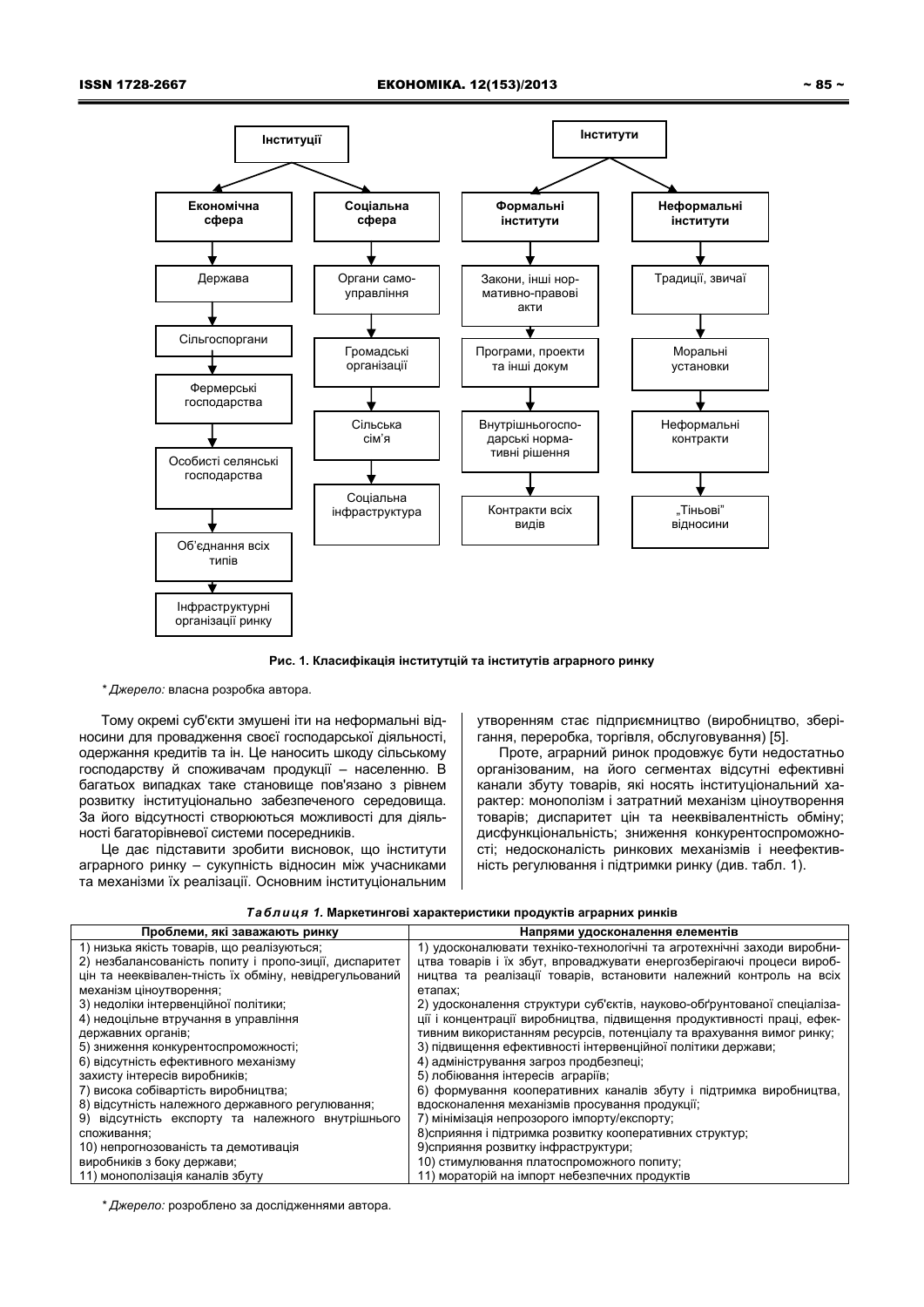**Інституції**

- **Економічна сфера**
  - Держава
  - Сільгоспоргани
  - Фермерські господарства
  - Особисті селянські господарства
  - Об'єднання всіх типів
  - Інфраструктурні організації ринку
- **Соціальна сфера**
  - Органи самоуправління
  - Громадські організації
  - Сільська сім'я
  - Соціальна інфраструктура

**Інститути**

- **Формальні інститути**
  - Закони, інші нормативно-правові акти
  - Програми, проекти та інші докум
  - Внутрішньогосподарські нормативні рішення
  - Контракти всіх видів
- **Неформальні інститути**
  - Традиції, звичаї
  - Моральні установки
  - Неформальні контракти
  - „Тіньові" відносини

**Рис. 1. Класифікація інституцій та інститутів аграрного ринку**

*\* Джерело:* власна розробка автора.

Тому окремі суб'єкти змушені іти на неформальні відносини для провадження своєї господарської діяльності, одержання кредитів та ін. Це наносить шкоду сільському господарству й споживачам продукції – населенню. В багатьох випадках таке становище пов'язано з рівнем розвитку інституціонально забезпеченого середовища. За його відсутності створюються можливості для діяльності багаторівневої системи посередників.

Це дає підставити зробити висновок, що інститути аграрного ринку – сукупність відносин між учасниками та механізми їх реалізації. Основним інституціональним утворенням стає підприємництво (виробництво, зберігання, переробка, торгівля, обслуговування) [5].

Проте, аграрний ринок продовжує бути недостатньо організованим, на його сегментах відсутні ефективні канали збуту товарів, які носять інституціональний характер: монополізм і затратний механізм ціноутворення товарів; диспаритет цін та нееквівалентність обміну; дисфункціональність; зниження конкурентоспроможності; недосконалість ринкових механізмів і неефективність регулювання і підтримки ринку (див. табл. 1).

***Таблиця 1.* Маркетингові характеристики продуктів аграрних ринків**

| Проблеми, які заважають ринку | Напрями удосконалення елементів |
|---|---|
| 1) низька якість товарів, що реалізуються; | 1) удосконалювати техніко-технологічні та агротехнічні заходи виробництва товарів і їх збут, впроваджувати енергозберігаючі процеси виробництва та реалізації товарів, встановити належний контроль на всіх етапах; |
| 2) незбалансованість попиту і пропо-зиції, диспаритет цін та нееквівален-тність їх обміну, невідрегульований механізм ціноутворення; | 2) удосконалення структури суб'єктів, науково-обґрунтованої спеціалізації і концентрації виробництва, підвищення продуктивності праці, ефективним використанням ресурсів, потенціалу та врахування вимог ринку; |
| 3) недоліки інтервенційної політики; | 3) підвищення ефективності інтервенційної політики держави; |
| 4) недоцільне втручання в управління державних органів; | 4) адміністрування загроз продбезпеці; |
| 5) зниження конкурентоспроможності; | 5) лобіювання інтересів аграріїв; |
| 6) відсутність ефективного механізму захисту інтересів виробників; | 6) формування кооперативних каналів збуту і підтримка виробництва, вдосконалення механізмів просування продукції; |
| 7) висока собівартість виробництва; | 7) мінімізація непрозорого імпорту/експорту; |
| 8) відсутність належного державного регулювання; | 8)сприяння і підтримка розвитку кооперативних структур; |
| 9) відсутність експорту та належного внутрішнього споживання; | 9)сприяння розвитку інфраструктури; |
| 10) непрогнозованість та демотивація виробників з боку держави; | 10) стимулювання платоспроможного попиту; |
| 11) монополізація каналів збуту | 11) мораторій на імпорт небезпечних продуктів |

*\* Джерело:* розроблено за дослідженнями автора.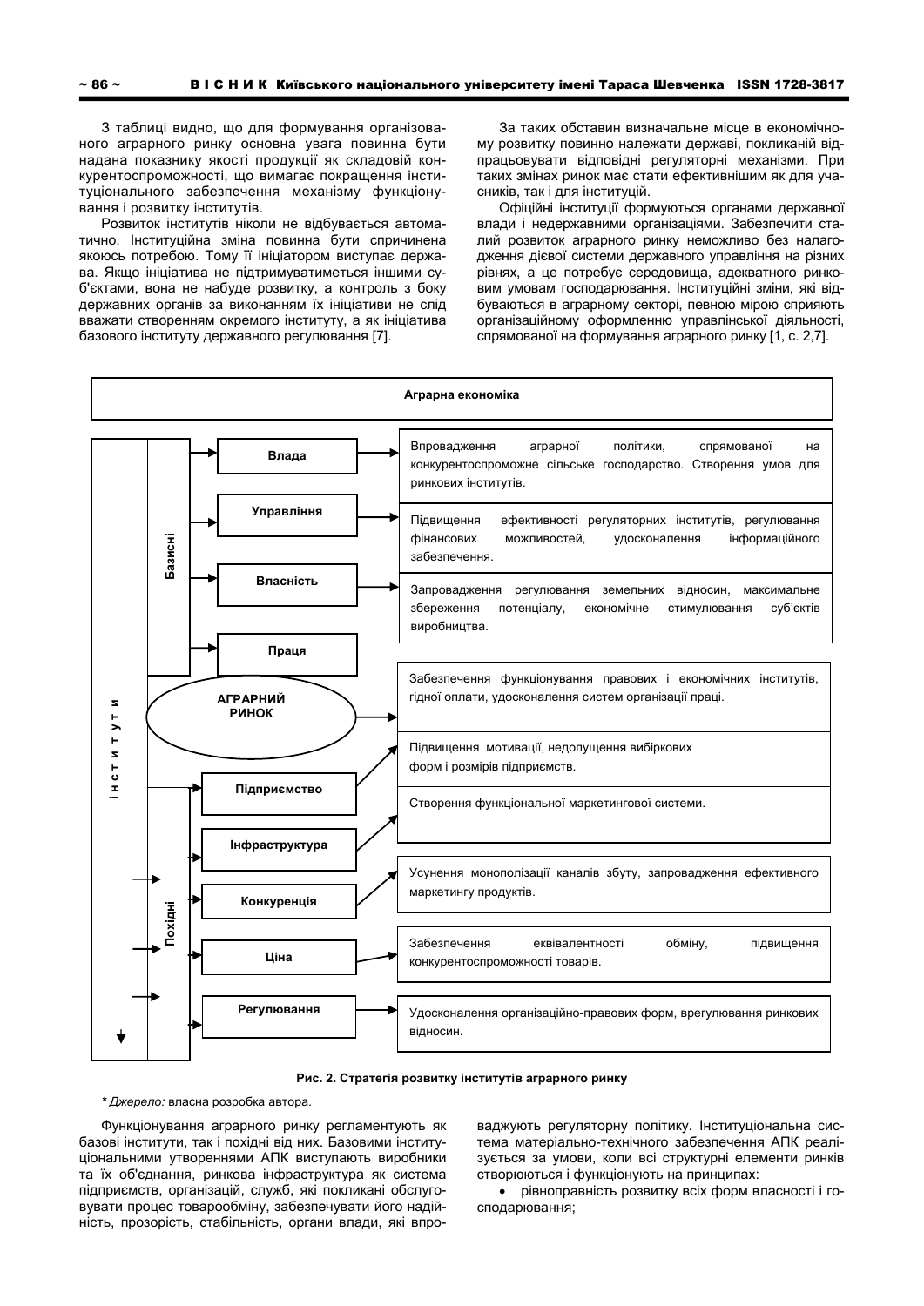З таблиці видно, що для формування організованого аграрного ринку основна увага повинна бути надана показнику якості продукції як складовій конкурентоспроможності, що вимагає покращення інституціонального забезпечення механізму функціонування і розвитку інститутів.

Розвиток інститутів ніколи не відбувається автоматично. Інституційна зміна повинна бути спричинена якоюсь потребою. Тому її ініціатором виступає держава. Якщо ініціатива не підтримуватиметься іншими суб'єктами, вона не набуде розвитку, а контроль з боку державних органів за виконанням їх ініціативи не слід вважати створенням окремого інституту, а як ініціатива базового інституту державного регулювання [7].

За таких обставин визначальне місце в економічному розвитку повинно належати державі, покликаній відпрацьовувати відповідні регуляторні механізми. При таких змінах ринок має стати ефективнішим як для учасників, так і для інституцій.

Офіційні інституції формуються органами державної влади і недержавними організаціями. Забезпечити сталий розвиток аграрного ринку неможливо без налагодження дієвої системи державного управління на різних рівнях, а це потребує середовища, адекватного ринковим умовам господарювання. Інституційні зміни, які відбуваються в аграрному секторі, певною мірою сприяють організаційному оформленню управлінської діяльності, спрямованої на формування аграрного ринку [1, с. 2,7].

**Аграрна економіка**

**Інститути**

**Базисні:**

- **Влада** → Впровадження аграрної політики, спрямованої на конкурентоспроможне сільське господарство. Створення умов для ринкових інститутів.
- **Управління** → Підвищення ефективності регуляторних інститутів, регулювання фінансових можливостей, удосконалення інформаційного забезпечення.
- **Власність** → Запровадження регулювання земельних відносин, максимальне збереження потенціалу, економічне стимулювання суб'єктів виробництва.
- **Праця**

**АГРАРНИЙ РИНОК** → Забезпечення функціонування правових і економічних інститутів, гідної оплати, удосконалення систем організації праці.

**Похідні:**

- **Підприємство** → Підвищення мотивації, недопущення вибіркових форм і розмірів підприємств.
- **Інфраструктура** → Створення функціональної маркетингової системи.
- **Конкуренція** → Усунення монополізації каналів збуту, запровадження ефективного маркетингу продуктів.
- **Ціна** → Забезпечення еквівалентності обміну, підвищення конкурентоспроможності товарів.
- **Регулювання** → Удосконалення організаційно-правових форм, врегулювання ринкових відносин.

**Рис. 2. Стратегія розвитку інститутів аграрного ринку**

*\* Джерело:* власна розробка автора.

Функціонування аграрного ринку регламентують як базові інститути, так і похідні від них. Базовими інституціональними утвореннями АПК виступають виробники та їх об'єднання, ринкова інфраструктура як система підприємств, організацій, служб, які покликані обслуговувати процес товарообміну, забезпечувати його надійність, прозорість, стабільність, органи влади, які впроваджують регуляторну політику. Інституціональна система матеріально-технічного забезпечення АПК реалізується за умови, коли всі структурні елементи ринків створюються і функціонують на принципах:

- рівноправність розвитку всіх форм власності і господарювання;